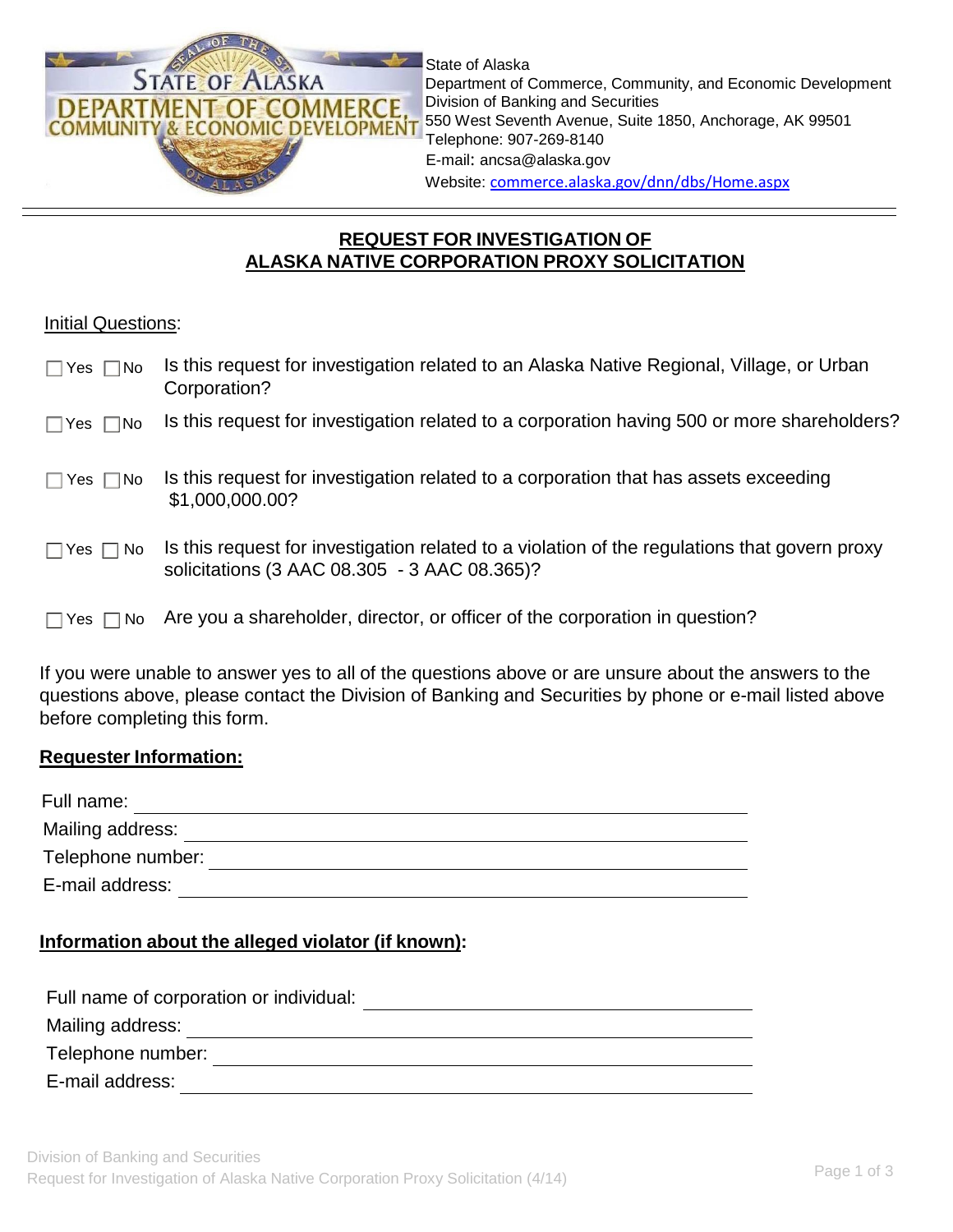State of Alaska
Department of Commerce, Community, and Economic Development
Division of Banking and Securities
550 West Seventh Avenue, Suite 1850, Anchorage, AK 99501
Telephone: 907-269-8140
E-mail: ancsa@alaska.gov
Website: commerce.alaska.gov/dnn/dbs/Home.aspx

---

# REQUEST FOR INVESTIGATION OF ALASKA NATIVE CORPORATION PROXY SOLICITATION

Initial Questions:

☐ Yes ☐ No Is this request for investigation related to an Alaska Native Regional, Village, or Urban Corporation?

☐ Yes ☐ No Is this request for investigation related to a corporation having 500 or more shareholders?

☐ Yes ☐ No Is this request for investigation related to a corporation that has assets exceeding $1,000,000.00?

☐ Yes ☐ No Is this request for investigation related to a violation of the regulations that govern proxy solicitations (3 AAC 08.305 - 3 AAC 08.365)?

☐ Yes ☐ No Are you a shareholder, director, or officer of the corporation in question?

If you were unable to answer yes to all of the questions above or are unsure about the answers to the questions above, please contact the Division of Banking and Securities by phone or e-mail listed above before completing this form.

## Requester Information:

Full name: ______________________________

Mailing address: ______________________________

Telephone number: ______________________________

E-mail address: ______________________________

## Information about the alleged violator (if known):

Full name of corporation or individual: ______________________________

Mailing address: ______________________________

Telephone number: ______________________________

E-mail address: ______________________________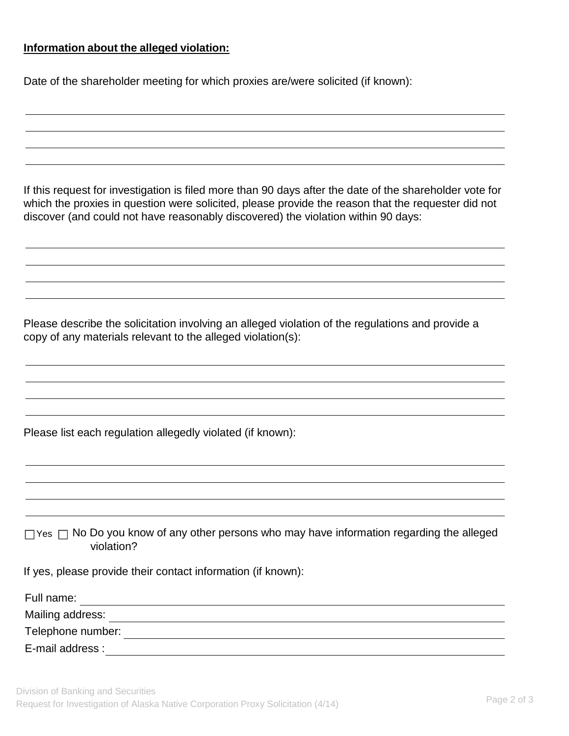**Information about the alleged violation:**

Date of the shareholder meeting for which proxies are/were solicited (if known):

______________________________________________________________________

______________________________________________________________________

______________________________________________________________________

______________________________________________________________________

If this request for investigation is filed more than 90 days after the date of the shareholder vote for which the proxies in question were solicited, please provide the reason that the requester did not discover (and could not have reasonably discovered) the violation within 90 days:

______________________________________________________________________

______________________________________________________________________

______________________________________________________________________

______________________________________________________________________

Please describe the solicitation involving an alleged violation of the regulations and provide a copy of any materials relevant to the alleged violation(s):

______________________________________________________________________

______________________________________________________________________

______________________________________________________________________

______________________________________________________________________

Please list each regulation allegedly violated (if known):

______________________________________________________________________

______________________________________________________________________

______________________________________________________________________

______________________________________________________________________

☐ Yes ☐ No Do you know of any other persons who may have information regarding the alleged violation?

If yes, please provide their contact information (if known):

Full name: ____________________________________________________________

Mailing address: _______________________________________________________

Telephone number: _____________________________________________________

E-mail address : _______________________________________________________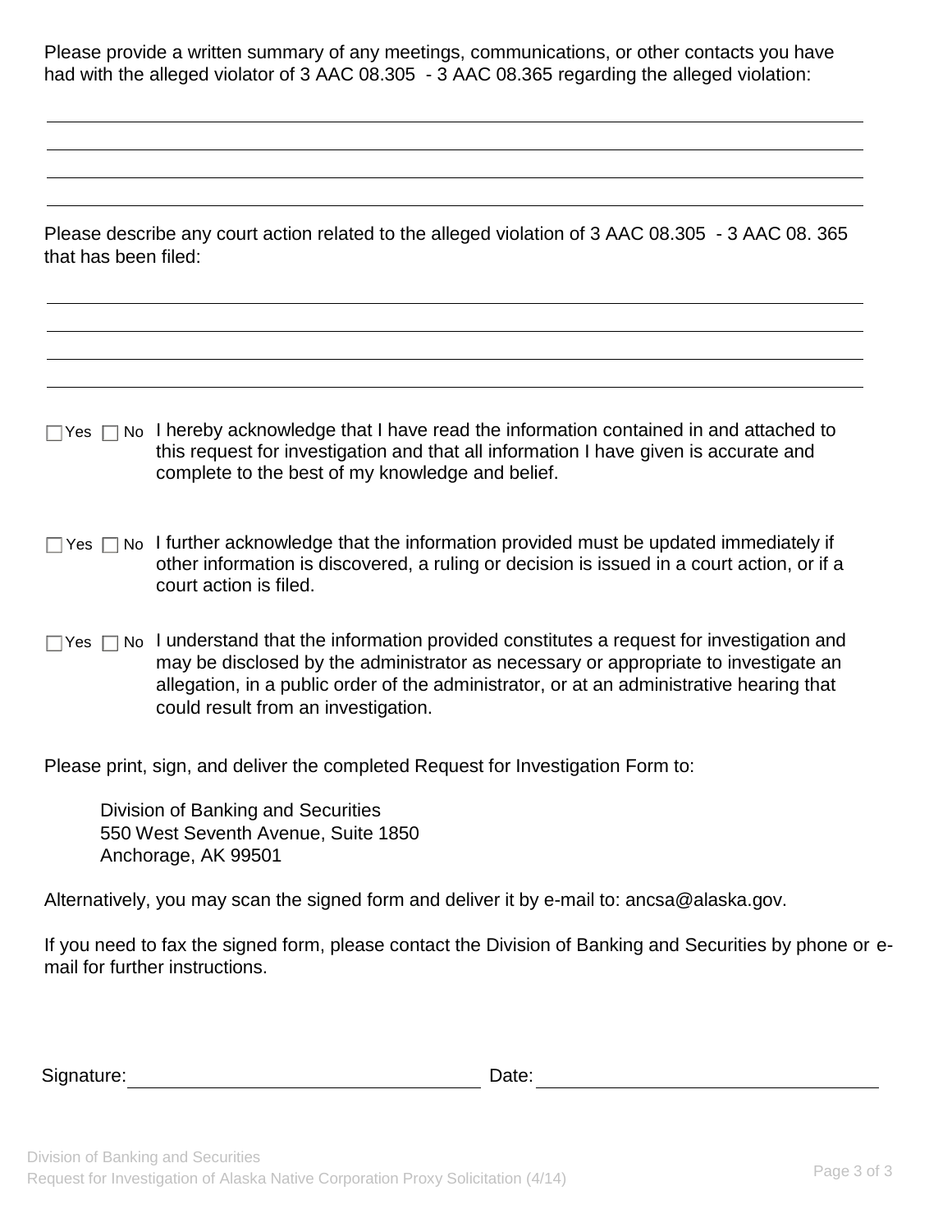Please provide a written summary of any meetings, communications, or other contacts you have had with the alleged violator of 3 AAC 08.305 - 3 AAC 08.365 regarding the alleged violation:

\_\_\_\_\_\_\_\_\_\_\_\_\_\_\_\_\_\_\_\_\_\_\_\_\_\_\_\_\_\_\_\_\_\_\_\_\_\_\_\_\_\_\_\_\_\_\_\_\_\_\_\_\_\_\_\_\_\_\_\_

\_\_\_\_\_\_\_\_\_\_\_\_\_\_\_\_\_\_\_\_\_\_\_\_\_\_\_\_\_\_\_\_\_\_\_\_\_\_\_\_\_\_\_\_\_\_\_\_\_\_\_\_\_\_\_\_\_\_\_\_

\_\_\_\_\_\_\_\_\_\_\_\_\_\_\_\_\_\_\_\_\_\_\_\_\_\_\_\_\_\_\_\_\_\_\_\_\_\_\_\_\_\_\_\_\_\_\_\_\_\_\_\_\_\_\_\_\_\_\_\_

\_\_\_\_\_\_\_\_\_\_\_\_\_\_\_\_\_\_\_\_\_\_\_\_\_\_\_\_\_\_\_\_\_\_\_\_\_\_\_\_\_\_\_\_\_\_\_\_\_\_\_\_\_\_\_\_\_\_\_\_

Please describe any court action related to the alleged violation of 3 AAC 08.305 - 3 AAC 08. 365 that has been filed:

\_\_\_\_\_\_\_\_\_\_\_\_\_\_\_\_\_\_\_\_\_\_\_\_\_\_\_\_\_\_\_\_\_\_\_\_\_\_\_\_\_\_\_\_\_\_\_\_\_\_\_\_\_\_\_\_\_\_\_\_

\_\_\_\_\_\_\_\_\_\_\_\_\_\_\_\_\_\_\_\_\_\_\_\_\_\_\_\_\_\_\_\_\_\_\_\_\_\_\_\_\_\_\_\_\_\_\_\_\_\_\_\_\_\_\_\_\_\_\_\_

\_\_\_\_\_\_\_\_\_\_\_\_\_\_\_\_\_\_\_\_\_\_\_\_\_\_\_\_\_\_\_\_\_\_\_\_\_\_\_\_\_\_\_\_\_\_\_\_\_\_\_\_\_\_\_\_\_\_\_\_

\_\_\_\_\_\_\_\_\_\_\_\_\_\_\_\_\_\_\_\_\_\_\_\_\_\_\_\_\_\_\_\_\_\_\_\_\_\_\_\_\_\_\_\_\_\_\_\_\_\_\_\_\_\_\_\_\_\_\_\_

☐ Yes ☐ No I hereby acknowledge that I have read the information contained in and attached to this request for investigation and that all information I have given is accurate and complete to the best of my knowledge and belief.

☐ Yes ☐ No I further acknowledge that the information provided must be updated immediately if other information is discovered, a ruling or decision is issued in a court action, or if a court action is filed.

☐ Yes ☐ No I understand that the information provided constitutes a request for investigation and may be disclosed by the administrator as necessary or appropriate to investigate an allegation, in a public order of the administrator, or at an administrative hearing that could result from an investigation.

Please print, sign, and deliver the completed Request for Investigation Form to:

Division of Banking and Securities
550 West Seventh Avenue, Suite 1850
Anchorage, AK 99501

Alternatively, you may scan the signed form and deliver it by e-mail to: ancsa@alaska.gov.

If you need to fax the signed form, please contact the Division of Banking and Securities by phone or e-mail for further instructions.

Signature: \_\_\_\_\_\_\_\_\_\_\_\_\_\_\_\_\_\_\_\_\_\_\_\_\_\_\_\_ Date: \_\_\_\_\_\_\_\_\_\_\_\_\_\_\_\_\_\_\_\_\_\_\_\_\_\_\_\_